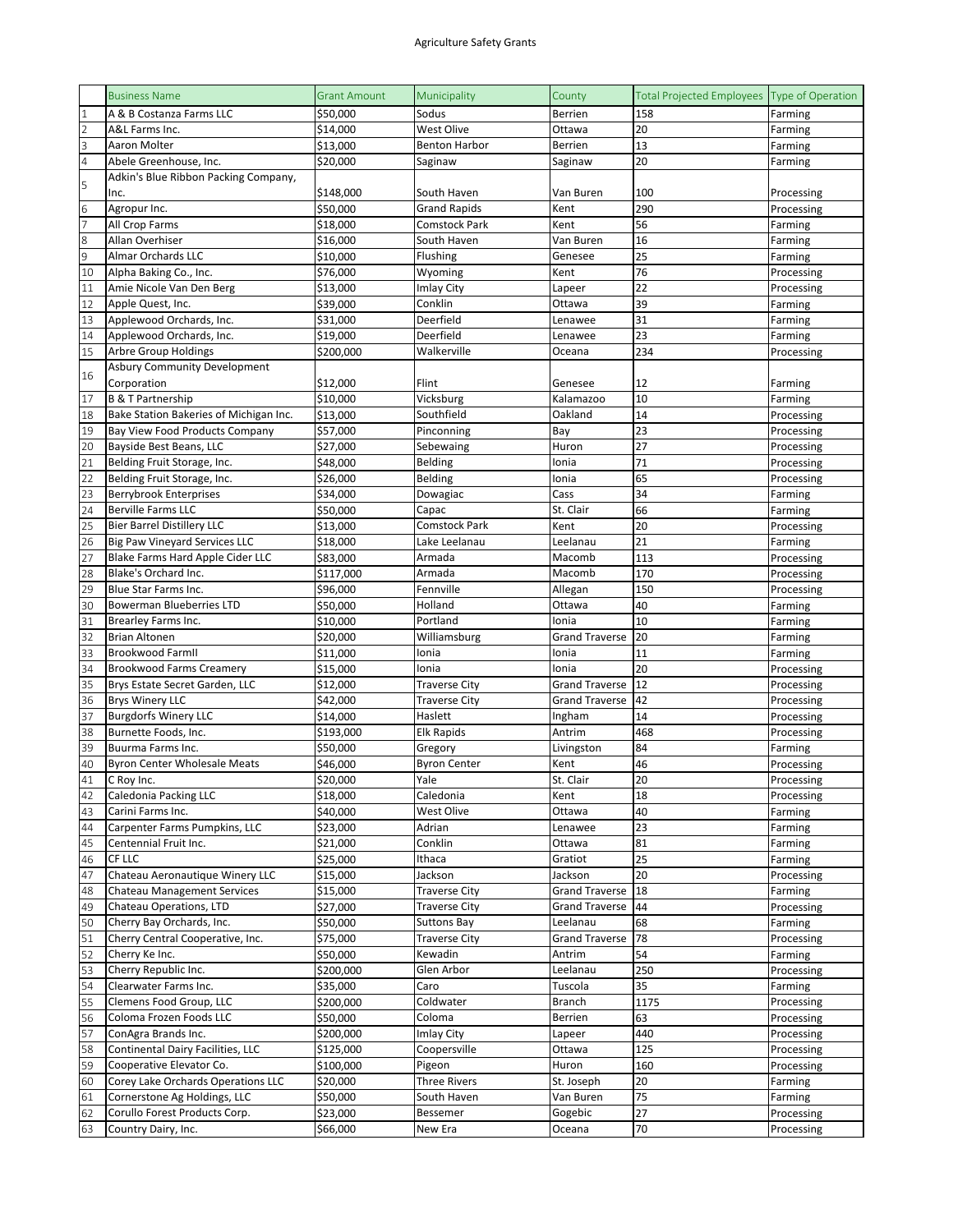# Agriculture Safety Grants

| | Business Name | Grant Amount | Municipality | County | Total Projected Employees | Type of Operation |
|---|---|---|---|---|---|---|
| 1 | A & B Costanza Farms LLC | $50,000 | Sodus | Berrien | 158 | Farming |
| 2 | A&L Farms Inc. | $14,000 | West Olive | Ottawa | 20 | Farming |
| 3 | Aaron Molter | $13,000 | Benton Harbor | Berrien | 13 | Farming |
| 4 | Abele Greenhouse, Inc. | $20,000 | Saginaw | Saginaw | 20 | Farming |
| 5 | Adkin's Blue Ribbon Packing Company, Inc. | $148,000 | South Haven | Van Buren | 100 | Processing |
| 6 | Agropur Inc. | $50,000 | Grand Rapids | Kent | 290 | Processing |
| 7 | All Crop Farms | $18,000 | Comstock Park | Kent | 56 | Farming |
| 8 | Allan Overhiser | $16,000 | South Haven | Van Buren | 16 | Farming |
| 9 | Almar Orchards LLC | $10,000 | Flushing | Genesee | 25 | Farming |
| 10 | Alpha Baking Co., Inc. | $76,000 | Wyoming | Kent | 76 | Processing |
| 11 | Amie Nicole Van Den Berg | $13,000 | Imlay City | Lapeer | 22 | Processing |
| 12 | Apple Quest, Inc. | $39,000 | Conklin | Ottawa | 39 | Farming |
| 13 | Applewood Orchards, Inc. | $31,000 | Deerfield | Lenawee | 31 | Farming |
| 14 | Applewood Orchards, Inc. | $19,000 | Deerfield | Lenawee | 23 | Farming |
| 15 | Arbre Group Holdings | $200,000 | Walkerville | Oceana | 234 | Processing |
| 16 | Asbury Community Development Corporation | $12,000 | Flint | Genesee | 12 | Farming |
| 17 | B & T Partnership | $10,000 | Vicksburg | Kalamazoo | 10 | Farming |
| 18 | Bake Station Bakeries of Michigan Inc. | $13,000 | Southfield | Oakland | 14 | Processing |
| 19 | Bay View Food Products Company | $57,000 | Pinconning | Bay | 23 | Processing |
| 20 | Bayside Best Beans, LLC | $27,000 | Sebewaing | Huron | 27 | Processing |
| 21 | Belding Fruit Storage, Inc. | $48,000 | Belding | Ionia | 71 | Processing |
| 22 | Belding Fruit Storage, Inc. | $26,000 | Belding | Ionia | 65 | Processing |
| 23 | Berrybrook Enterprises | $34,000 | Dowagiac | Cass | 34 | Farming |
| 24 | Berville Farms LLC | $50,000 | Capac | St. Clair | 66 | Farming |
| 25 | Bier Barrel Distillery LLC | $13,000 | Comstock Park | Kent | 20 | Processing |
| 26 | Big Paw Vineyard Services LLC | $18,000 | Lake Leelanau | Leelanau | 21 | Farming |
| 27 | Blake Farms Hard Apple Cider LLC | $83,000 | Armada | Macomb | 113 | Processing |
| 28 | Blake's Orchard Inc. | $117,000 | Armada | Macomb | 170 | Processing |
| 29 | Blue Star Farms Inc. | $96,000 | Fennville | Allegan | 150 | Processing |
| 30 | Bowerman Blueberries LTD | $50,000 | Holland | Ottawa | 40 | Farming |
| 31 | Brearley Farms Inc. | $10,000 | Portland | Ionia | 10 | Farming |
| 32 | Brian Altonen | $20,000 | Williamsburg | Grand Traverse | 20 | Farming |
| 33 | Brookwood FarmII | $11,000 | Ionia | Ionia | 11 | Farming |
| 34 | Brookwood Farms Creamery | $15,000 | Ionia | Ionia | 20 | Processing |
| 35 | Brys Estate Secret Garden, LLC | $12,000 | Traverse City | Grand Traverse | 12 | Processing |
| 36 | Brys Winery LLC | $42,000 | Traverse City | Grand Traverse | 42 | Processing |
| 37 | Burgdorfs Winery LLC | $14,000 | Haslett | Ingham | 14 | Processing |
| 38 | Burnette Foods, Inc. | $193,000 | Elk Rapids | Antrim | 468 | Processing |
| 39 | Buurma Farms Inc. | $50,000 | Gregory | Livingston | 84 | Farming |
| 40 | Byron Center Wholesale Meats | $46,000 | Byron Center | Kent | 46 | Processing |
| 41 | C Roy Inc. | $20,000 | Yale | St. Clair | 20 | Processing |
| 42 | Caledonia Packing LLC | $18,000 | Caledonia | Kent | 18 | Processing |
| 43 | Carini Farms Inc. | $40,000 | West Olive | Ottawa | 40 | Farming |
| 44 | Carpenter Farms Pumpkins, LLC | $23,000 | Adrian | Lenawee | 23 | Farming |
| 45 | Centennial Fruit Inc. | $21,000 | Conklin | Ottawa | 81 | Farming |
| 46 | CF LLC | $25,000 | Ithaca | Gratiot | 25 | Farming |
| 47 | Chateau Aeronautique Winery LLC | $15,000 | Jackson | Jackson | 20 | Processing |
| 48 | Chateau Management Services | $15,000 | Traverse City | Grand Traverse | 18 | Farming |
| 49 | Chateau Operations, LTD | $27,000 | Traverse City | Grand Traverse | 44 | Processing |
| 50 | Cherry Bay Orchards, Inc. | $50,000 | Suttons Bay | Leelanau | 68 | Farming |
| 51 | Cherry Central Cooperative, Inc. | $75,000 | Traverse City | Grand Traverse | 78 | Processing |
| 52 | Cherry Ke Inc. | $50,000 | Kewadin | Antrim | 54 | Farming |
| 53 | Cherry Republic Inc. | $200,000 | Glen Arbor | Leelanau | 250 | Processing |
| 54 | Clearwater Farms Inc. | $35,000 | Caro | Tuscola | 35 | Farming |
| 55 | Clemens Food Group, LLC | $200,000 | Coldwater | Branch | 1175 | Processing |
| 56 | Coloma Frozen Foods LLC | $50,000 | Coloma | Berrien | 63 | Processing |
| 57 | ConAgra Brands Inc. | $200,000 | Imlay City | Lapeer | 440 | Processing |
| 58 | Continental Dairy Facilities, LLC | $125,000 | Coopersville | Ottawa | 125 | Processing |
| 59 | Cooperative Elevator Co. | $100,000 | Pigeon | Huron | 160 | Processing |
| 60 | Corey Lake Orchards Operations LLC | $20,000 | Three Rivers | St. Joseph | 20 | Farming |
| 61 | Cornerstone Ag Holdings, LLC | $50,000 | South Haven | Van Buren | 75 | Farming |
| 62 | Corullo Forest Products Corp. | $23,000 | Bessemer | Gogebic | 27 | Processing |
| 63 | Country Dairy, Inc. | $66,000 | New Era | Oceana | 70 | Processing |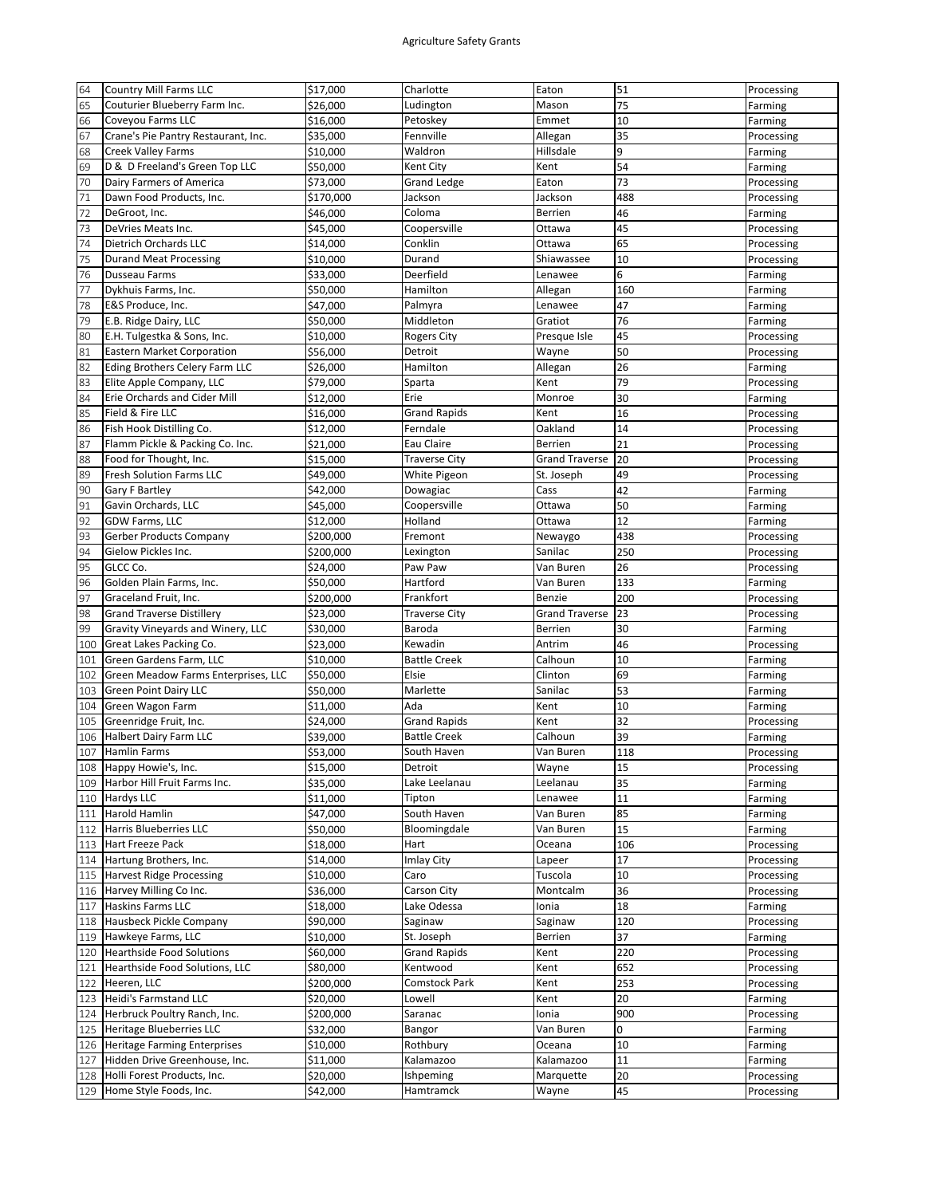| | | | | | | |
|---|---|---|---|---|---|---|
| 64 | Country Mill Farms LLC | $17,000 | Charlotte | Eaton | 51 | Processing |
| 65 | Couturier Blueberry Farm Inc. | $26,000 | Ludington | Mason | 75 | Farming |
| 66 | Coveyou Farms LLC | $16,000 | Petoskey | Emmet | 10 | Farming |
| 67 | Crane's Pie Pantry Restaurant, Inc. | $35,000 | Fennville | Allegan | 35 | Processing |
| 68 | Creek Valley Farms | $10,000 | Waldron | Hillsdale | 9 | Farming |
| 69 | D & D Freeland's Green Top LLC | $50,000 | Kent City | Kent | 54 | Farming |
| 70 | Dairy Farmers of America | $73,000 | Grand Ledge | Eaton | 73 | Processing |
| 71 | Dawn Food Products, Inc. | $170,000 | Jackson | Jackson | 488 | Processing |
| 72 | DeGroot, Inc. | $46,000 | Coloma | Berrien | 46 | Farming |
| 73 | DeVries Meats Inc. | $45,000 | Coopersville | Ottawa | 45 | Processing |
| 74 | Dietrich Orchards LLC | $14,000 | Conklin | Ottawa | 65 | Processing |
| 75 | Durand Meat Processing | $10,000 | Durand | Shiawassee | 10 | Processing |
| 76 | Dusseau Farms | $33,000 | Deerfield | Lenawee | 6 | Farming |
| 77 | Dykhuis Farms, Inc. | $50,000 | Hamilton | Allegan | 160 | Farming |
| 78 | E&S Produce, Inc. | $47,000 | Palmyra | Lenawee | 47 | Farming |
| 79 | E.B. Ridge Dairy, LLC | $50,000 | Middleton | Gratiot | 76 | Farming |
| 80 | E.H. Tulgestka & Sons, Inc. | $10,000 | Rogers City | Presque Isle | 45 | Processing |
| 81 | Eastern Market Corporation | $56,000 | Detroit | Wayne | 50 | Processing |
| 82 | Eding Brothers Celery Farm LLC | $26,000 | Hamilton | Allegan | 26 | Farming |
| 83 | Elite Apple Company, LLC | $79,000 | Sparta | Kent | 79 | Processing |
| 84 | Erie Orchards and Cider Mill | $12,000 | Erie | Monroe | 30 | Farming |
| 85 | Field & Fire LLC | $16,000 | Grand Rapids | Kent | 16 | Processing |
| 86 | Fish Hook Distilling Co. | $12,000 | Ferndale | Oakland | 14 | Processing |
| 87 | Flamm Pickle & Packing Co. Inc. | $21,000 | Eau Claire | Berrien | 21 | Processing |
| 88 | Food for Thought, Inc. | $15,000 | Traverse City | Grand Traverse | 20 | Processing |
| 89 | Fresh Solution Farms LLC | $49,000 | White Pigeon | St. Joseph | 49 | Processing |
| 90 | Gary F Bartley | $42,000 | Dowagiac | Cass | 42 | Farming |
| 91 | Gavin Orchards, LLC | $45,000 | Coopersville | Ottawa | 50 | Farming |
| 92 | GDW Farms, LLC | $12,000 | Holland | Ottawa | 12 | Farming |
| 93 | Gerber Products Company | $200,000 | Fremont | Newaygo | 438 | Processing |
| 94 | Gielow Pickles Inc. | $200,000 | Lexington | Sanilac | 250 | Processing |
| 95 | GLCC Co. | $24,000 | Paw Paw | Van Buren | 26 | Processing |
| 96 | Golden Plain Farms, Inc. | $50,000 | Hartford | Van Buren | 133 | Farming |
| 97 | Graceland Fruit, Inc. | $200,000 | Frankfort | Benzie | 200 | Processing |
| 98 | Grand Traverse Distillery | $23,000 | Traverse City | Grand Traverse | 23 | Processing |
| 99 | Gravity Vineyards and Winery, LLC | $30,000 | Baroda | Berrien | 30 | Farming |
| 100 | Great Lakes Packing Co. | $23,000 | Kewadin | Antrim | 46 | Processing |
| 101 | Green Gardens Farm, LLC | $10,000 | Battle Creek | Calhoun | 10 | Farming |
| 102 | Green Meadow Farms Enterprises, LLC | $50,000 | Elsie | Clinton | 69 | Farming |
| 103 | Green Point Dairy LLC | $50,000 | Marlette | Sanilac | 53 | Farming |
| 104 | Green Wagon Farm | $11,000 | Ada | Kent | 10 | Farming |
| 105 | Greenridge Fruit, Inc. | $24,000 | Grand Rapids | Kent | 32 | Processing |
| 106 | Halbert Dairy Farm LLC | $39,000 | Battle Creek | Calhoun | 39 | Farming |
| 107 | Hamlin Farms | $53,000 | South Haven | Van Buren | 118 | Processing |
| 108 | Happy Howie's, Inc. | $15,000 | Detroit | Wayne | 15 | Processing |
| 109 | Harbor Hill Fruit Farms Inc. | $35,000 | Lake Leelanau | Leelanau | 35 | Farming |
| 110 | Hardys LLC | $11,000 | Tipton | Lenawee | 11 | Farming |
| 111 | Harold Hamlin | $47,000 | South Haven | Van Buren | 85 | Farming |
| 112 | Harris Blueberries LLC | $50,000 | Bloomingdale | Van Buren | 15 | Farming |
| 113 | Hart Freeze Pack | $18,000 | Hart | Oceana | 106 | Processing |
| 114 | Hartung Brothers, Inc. | $14,000 | Imlay City | Lapeer | 17 | Processing |
| 115 | Harvest Ridge Processing | $10,000 | Caro | Tuscola | 10 | Processing |
| 116 | Harvey Milling Co Inc. | $36,000 | Carson City | Montcalm | 36 | Processing |
| 117 | Haskins Farms LLC | $18,000 | Lake Odessa | Ionia | 18 | Farming |
| 118 | Hausbeck Pickle Company | $90,000 | Saginaw | Saginaw | 120 | Processing |
| 119 | Hawkeye Farms, LLC | $10,000 | St. Joseph | Berrien | 37 | Farming |
| 120 | Hearthside Food Solutions | $60,000 | Grand Rapids | Kent | 220 | Processing |
| 121 | Hearthside Food Solutions, LLC | $80,000 | Kentwood | Kent | 652 | Processing |
| 122 | Heeren, LLC | $200,000 | Comstock Park | Kent | 253 | Processing |
| 123 | Heidi's Farmstand LLC | $20,000 | Lowell | Kent | 20 | Farming |
| 124 | Herbruck Poultry Ranch, Inc. | $200,000 | Saranac | Ionia | 900 | Processing |
| 125 | Heritage Blueberries LLC | $32,000 | Bangor | Van Buren | 0 | Farming |
| 126 | Heritage Farming Enterprises | $10,000 | Rothbury | Oceana | 10 | Farming |
| 127 | Hidden Drive Greenhouse, Inc. | $11,000 | Kalamazoo | Kalamazoo | 11 | Farming |
| 128 | Holli Forest Products, Inc. | $20,000 | Ishpeming | Marquette | 20 | Processing |
| 129 | Home Style Foods, Inc. | $42,000 | Hamtramck | Wayne | 45 | Processing |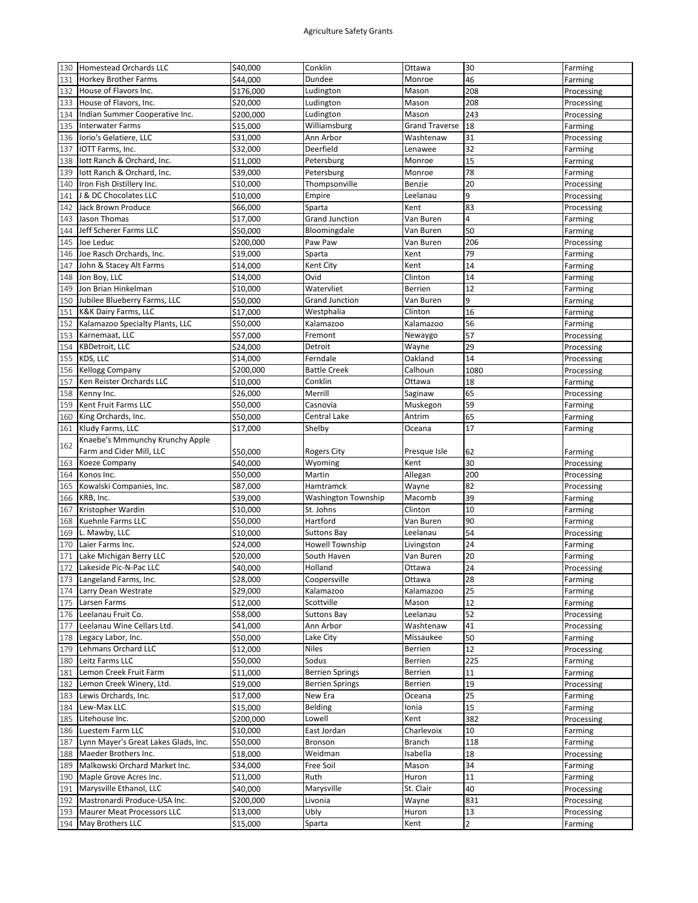| 130 | Homestead Orchards LLC | $40,000 | Conklin | Ottawa | 30 | Farming |
|---|---|---|---|---|---|---|
| 131 | Horkey Brother Farms | $44,000 | Dundee | Monroe | 46 | Farming |
| 132 | House of Flavors Inc. | $176,000 | Ludington | Mason | 208 | Processing |
| 133 | House of Flavors, Inc. | $20,000 | Ludington | Mason | 208 | Processing |
| 134 | Indian Summer Cooperative Inc. | $200,000 | Ludington | Mason | 243 | Processing |
| 135 | Interwater Farms | $15,000 | Williamsburg | Grand Traverse | 18 | Farming |
| 136 | Iorio's Gelatiere, LLC | $31,000 | Ann Arbor | Washtenaw | 31 | Processing |
| 137 | IOTT Farms, Inc. | $32,000 | Deerfield | Lenawee | 32 | Farming |
| 138 | Iott Ranch & Orchard, Inc. | $11,000 | Petersburg | Monroe | 15 | Farming |
| 139 | Iott Ranch & Orchard, Inc. | $39,000 | Petersburg | Monroe | 78 | Farming |
| 140 | Iron Fish Distillery Inc. | $10,000 | Thompsonville | Benzie | 20 | Processing |
| 141 | J & DC Chocolates LLC | $10,000 | Empire | Leelanau | 9 | Processing |
| 142 | Jack Brown Produce | $66,000 | Sparta | Kent | 83 | Processing |
| 143 | Jason Thomas | $17,000 | Grand Junction | Van Buren | 4 | Farming |
| 144 | Jeff Scherer Farms LLC | $50,000 | Bloomingdale | Van Buren | 50 | Farming |
| 145 | Joe Leduc | $200,000 | Paw Paw | Van Buren | 206 | Processing |
| 146 | Joe Rasch Orchards, Inc. | $19,000 | Sparta | Kent | 79 | Farming |
| 147 | John & Stacey Alt Farms | $14,000 | Kent City | Kent | 14 | Farming |
| 148 | Jon Boy, LLC | $14,000 | Ovid | Clinton | 14 | Farming |
| 149 | Jon Brian Hinkelman | $10,000 | Watervliet | Berrien | 12 | Farming |
| 150 | Jubilee Blueberry Farms, LLC | $50,000 | Grand Junction | Van Buren | 9 | Farming |
| 151 | K&K Dairy Farms, LLC | $17,000 | Westphalia | Clinton | 16 | Farming |
| 152 | Kalamazoo Specialty Plants, LLC | $50,000 | Kalamazoo | Kalamazoo | 56 | Farming |
| 153 | Karnemaat, LLC | $57,000 | Fremont | Newaygo | 57 | Processing |
| 154 | KBDetroit, LLC | $24,000 | Detroit | Wayne | 29 | Processing |
| 155 | KDS, LLC | $14,000 | Ferndale | Oakland | 14 | Processing |
| 156 | Kellogg Company | $200,000 | Battle Creek | Calhoun | 1080 | Processing |
| 157 | Ken Reister Orchards LLC | $10,000 | Conklin | Ottawa | 18 | Farming |
| 158 | Kenny Inc. | $26,000 | Merrill | Saginaw | 65 | Processing |
| 159 | Kent Fruit Farms LLC | $50,000 | Casnovia | Muskegon | 59 | Farming |
| 160 | King Orchards, Inc. | $50,000 | Central Lake | Antrim | 65 | Farming |
| 161 | Kludy Farms, LLC | $17,000 | Shelby | Oceana | 17 | Farming |
| 162 | Knaebe's Mmmunchy Krunchy Apple Farm and Cider Mill, LLC | $50,000 | Rogers City | Presque Isle | 62 | Farming |
| 163 | Koeze Company | $40,000 | Wyoming | Kent | 30 | Processing |
| 164 | Konos Inc. | $50,000 | Martin | Allegan | 200 | Processing |
| 165 | Kowalski Companies, Inc. | $87,000 | Hamtramck | Wayne | 82 | Processing |
| 166 | KRB, Inc. | $39,000 | Washington Township | Macomb | 39 | Farming |
| 167 | Kristopher Wardin | $10,000 | St. Johns | Clinton | 10 | Farming |
| 168 | Kuehnle Farms LLC | $50,000 | Hartford | Van Buren | 90 | Farming |
| 169 | L. Mawby, LLC | $10,000 | Suttons Bay | Leelanau | 54 | Processing |
| 170 | Laier Farms Inc. | $24,000 | Howell Township | Livingston | 24 | Farming |
| 171 | Lake Michigan Berry LLC | $20,000 | South Haven | Van Buren | 20 | Farming |
| 172 | Lakeside Pic-N-Pac LLC | $40,000 | Holland | Ottawa | 24 | Processing |
| 173 | Langeland Farms, Inc. | $28,000 | Coopersville | Ottawa | 28 | Farming |
| 174 | Larry Dean Westrate | $29,000 | Kalamazoo | Kalamazoo | 25 | Farming |
| 175 | Larsen Farms | $12,000 | Scottville | Mason | 12 | Farming |
| 176 | Leelanau Fruit Co. | $58,000 | Suttons Bay | Leelanau | 52 | Processing |
| 177 | Leelanau Wine Cellars Ltd. | $41,000 | Ann Arbor | Washtenaw | 41 | Processing |
| 178 | Legacy Labor, Inc. | $50,000 | Lake City | Missaukee | 50 | Farming |
| 179 | Lehmans Orchard LLC | $12,000 | Niles | Berrien | 12 | Processing |
| 180 | Leitz Farms LLC | $50,000 | Sodus | Berrien | 225 | Farming |
| 181 | Lemon Creek Fruit Farm | $11,000 | Berrien Springs | Berrien | 11 | Farming |
| 182 | Lemon Creek Winery, Ltd. | $19,000 | Berrien Springs | Berrien | 19 | Processing |
| 183 | Lewis Orchards, Inc. | $17,000 | New Era | Oceana | 25 | Farming |
| 184 | Lew-Max LLC | $15,000 | Belding | Ionia | 15 | Farming |
| 185 | Litehouse Inc. | $200,000 | Lowell | Kent | 382 | Processing |
| 186 | Luestem Farm LLC | $10,000 | East Jordan | Charlevoix | 10 | Farming |
| 187 | Lynn Mayer's Great Lakes Glads, Inc. | $50,000 | Bronson | Branch | 118 | Farming |
| 188 | Maeder Brothers Inc. | $18,000 | Weidman | Isabella | 18 | Processing |
| 189 | Malkowski Orchard Market Inc. | $34,000 | Free Soil | Mason | 34 | Farming |
| 190 | Maple Grove Acres Inc. | $11,000 | Ruth | Huron | 11 | Farming |
| 191 | Marysville Ethanol, LLC | $40,000 | Marysville | St. Clair | 40 | Processing |
| 192 | Mastronardi Produce-USA Inc. | $200,000 | Livonia | Wayne | 831 | Processing |
| 193 | Maurer Meat Processors LLC | $13,000 | Ubly | Huron | 13 | Processing |
| 194 | May Brothers LLC | $15,000 | Sparta | Kent | 2 | Farming |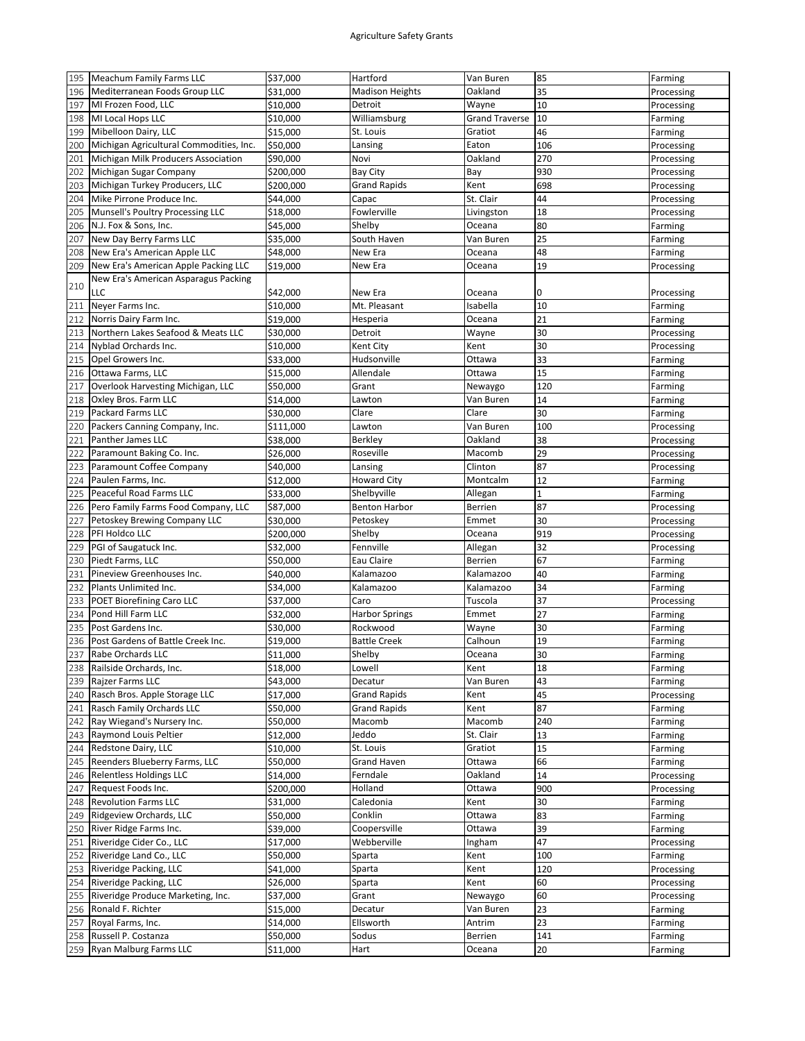| | | | | | | |
|---|---|---|---|---|---|---|
| 195 | Meachum Family Farms LLC | $37,000 | Hartford | Van Buren | 85 | Farming |
| 196 | Mediterranean Foods Group LLC | $31,000 | Madison Heights | Oakland | 35 | Processing |
| 197 | MI Frozen Food, LLC | $10,000 | Detroit | Wayne | 10 | Processing |
| 198 | MI Local Hops LLC | $10,000 | Williamsburg | Grand Traverse | 10 | Farming |
| 199 | Mibelloon Dairy, LLC | $15,000 | St. Louis | Gratiot | 46 | Farming |
| 200 | Michigan Agricultural Commodities, Inc. | $50,000 | Lansing | Eaton | 106 | Processing |
| 201 | Michigan Milk Producers Association | $90,000 | Novi | Oakland | 270 | Processing |
| 202 | Michigan Sugar Company | $200,000 | Bay City | Bay | 930 | Processing |
| 203 | Michigan Turkey Producers, LLC | $200,000 | Grand Rapids | Kent | 698 | Processing |
| 204 | Mike Pirrone Produce Inc. | $44,000 | Capac | St. Clair | 44 | Processing |
| 205 | Munsell's Poultry Processing LLC | $18,000 | Fowlerville | Livingston | 18 | Processing |
| 206 | N.J. Fox & Sons, Inc. | $45,000 | Shelby | Oceana | 80 | Farming |
| 207 | New Day Berry Farms LLC | $35,000 | South Haven | Van Buren | 25 | Farming |
| 208 | New Era's American Apple LLC | $48,000 | New Era | Oceana | 48 | Farming |
| 209 | New Era's American Apple Packing LLC | $19,000 | New Era | Oceana | 19 | Processing |
| 210 | New Era's American Asparagus Packing LLC | $42,000 | New Era | Oceana | 0 | Processing |
| 211 | Neyer Farms Inc. | $10,000 | Mt. Pleasant | Isabella | 10 | Farming |
| 212 | Norris Dairy Farm Inc. | $19,000 | Hesperia | Oceana | 21 | Farming |
| 213 | Northern Lakes Seafood & Meats LLC | $30,000 | Detroit | Wayne | 30 | Processing |
| 214 | Nyblad Orchards Inc. | $10,000 | Kent City | Kent | 30 | Processing |
| 215 | Opel Growers Inc. | $33,000 | Hudsonville | Ottawa | 33 | Farming |
| 216 | Ottawa Farms, LLC | $15,000 | Allendale | Ottawa | 15 | Farming |
| 217 | Overlook Harvesting Michigan, LLC | $50,000 | Grant | Newaygo | 120 | Farming |
| 218 | Oxley Bros. Farm LLC | $14,000 | Lawton | Van Buren | 14 | Farming |
| 219 | Packard Farms LLC | $30,000 | Clare | Clare | 30 | Farming |
| 220 | Packers Canning Company, Inc. | $111,000 | Lawton | Van Buren | 100 | Processing |
| 221 | Panther James LLC | $38,000 | Berkley | Oakland | 38 | Processing |
| 222 | Paramount Baking Co. Inc. | $26,000 | Roseville | Macomb | 29 | Processing |
| 223 | Paramount Coffee Company | $40,000 | Lansing | Clinton | 87 | Processing |
| 224 | Paulen Farms, Inc. | $12,000 | Howard City | Montcalm | 12 | Farming |
| 225 | Peaceful Road Farms LLC | $33,000 | Shelbyville | Allegan | 1 | Farming |
| 226 | Pero Family Farms Food Company, LLC | $87,000 | Benton Harbor | Berrien | 87 | Processing |
| 227 | Petoskey Brewing Company LLC | $30,000 | Petoskey | Emmet | 30 | Processing |
| 228 | PFI Holdco LLC | $200,000 | Shelby | Oceana | 919 | Processing |
| 229 | PGI of Saugatuck Inc. | $32,000 | Fennville | Allegan | 32 | Processing |
| 230 | Piedt Farms, LLC | $50,000 | Eau Claire | Berrien | 67 | Farming |
| 231 | Pineview Greenhouses Inc. | $40,000 | Kalamazoo | Kalamazoo | 40 | Farming |
| 232 | Plants Unlimited Inc. | $34,000 | Kalamazoo | Kalamazoo | 34 | Farming |
| 233 | POET Biorefining Caro LLC | $37,000 | Caro | Tuscola | 37 | Processing |
| 234 | Pond Hill Farm LLC | $32,000 | Harbor Springs | Emmet | 27 | Farming |
| 235 | Post Gardens Inc. | $30,000 | Rockwood | Wayne | 30 | Farming |
| 236 | Post Gardens of Battle Creek Inc. | $19,000 | Battle Creek | Calhoun | 19 | Farming |
| 237 | Rabe Orchards LLC | $11,000 | Shelby | Oceana | 30 | Farming |
| 238 | Railside Orchards, Inc. | $18,000 | Lowell | Kent | 18 | Farming |
| 239 | Rajzer Farms LLC | $43,000 | Decatur | Van Buren | 43 | Farming |
| 240 | Rasch Bros. Apple Storage LLC | $17,000 | Grand Rapids | Kent | 45 | Processing |
| 241 | Rasch Family Orchards LLC | $50,000 | Grand Rapids | Kent | 87 | Farming |
| 242 | Ray Wiegand's Nursery Inc. | $50,000 | Macomb | Macomb | 240 | Farming |
| 243 | Raymond Louis Peltier | $12,000 | Jeddo | St. Clair | 13 | Farming |
| 244 | Redstone Dairy, LLC | $10,000 | St. Louis | Gratiot | 15 | Farming |
| 245 | Reenders Blueberry Farms, LLC | $50,000 | Grand Haven | Ottawa | 66 | Farming |
| 246 | Relentless Holdings LLC | $14,000 | Ferndale | Oakland | 14 | Processing |
| 247 | Request Foods Inc. | $200,000 | Holland | Ottawa | 900 | Processing |
| 248 | Revolution Farms LLC | $31,000 | Caledonia | Kent | 30 | Farming |
| 249 | Ridgeview Orchards, LLC | $50,000 | Conklin | Ottawa | 83 | Farming |
| 250 | River Ridge Farms Inc. | $39,000 | Coopersville | Ottawa | 39 | Farming |
| 251 | Riveridge Cider Co., LLC | $17,000 | Webberville | Ingham | 47 | Processing |
| 252 | Riveridge Land Co., LLC | $50,000 | Sparta | Kent | 100 | Farming |
| 253 | Riveridge Packing, LLC | $41,000 | Sparta | Kent | 120 | Processing |
| 254 | Riveridge Packing, LLC | $26,000 | Sparta | Kent | 60 | Processing |
| 255 | Riveridge Produce Marketing, Inc. | $37,000 | Grant | Newaygo | 60 | Processing |
| 256 | Ronald F. Richter | $15,000 | Decatur | Van Buren | 23 | Farming |
| 257 | Royal Farms, Inc. | $14,000 | Ellsworth | Antrim | 23 | Farming |
| 258 | Russell P. Costanza | $50,000 | Sodus | Berrien | 141 | Farming |
| 259 | Ryan Malburg Farms LLC | $11,000 | Hart | Oceana | 20 | Farming |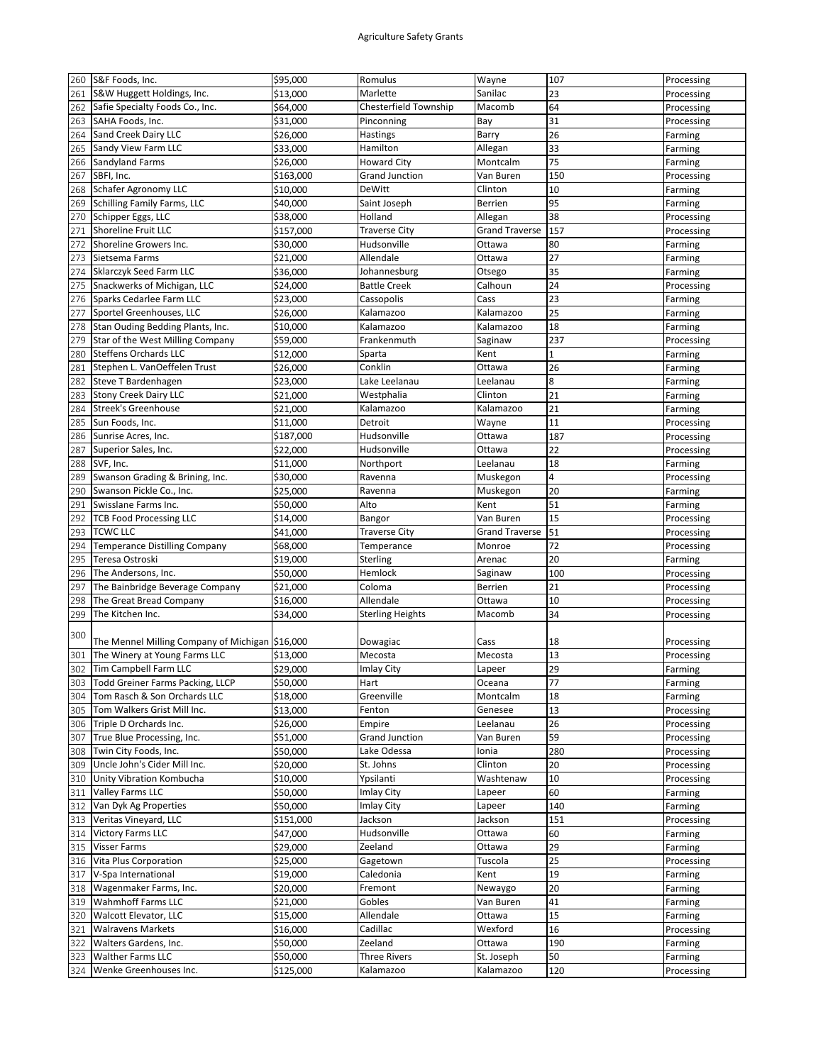| 260 | S&F Foods, Inc. | $95,000 | Romulus | Wayne | 107 | Processing |
|---|---|---|---|---|---|---|
| 261 | S&W Huggett Holdings, Inc. | $13,000 | Marlette | Sanilac | 23 | Processing |
| 262 | Safie Specialty Foods Co., Inc. | $64,000 | Chesterfield Township | Macomb | 64 | Processing |
| 263 | SAHA Foods, Inc. | $31,000 | Pinconning | Bay | 31 | Processing |
| 264 | Sand Creek Dairy LLC | $26,000 | Hastings | Barry | 26 | Farming |
| 265 | Sandy View Farm LLC | $33,000 | Hamilton | Allegan | 33 | Farming |
| 266 | Sandyland Farms | $26,000 | Howard City | Montcalm | 75 | Farming |
| 267 | SBFI, Inc. | $163,000 | Grand Junction | Van Buren | 150 | Processing |
| 268 | Schafer Agronomy LLC | $10,000 | DeWitt | Clinton | 10 | Farming |
| 269 | Schilling Family Farms, LLC | $40,000 | Saint Joseph | Berrien | 95 | Farming |
| 270 | Schipper Eggs, LLC | $38,000 | Holland | Allegan | 38 | Processing |
| 271 | Shoreline Fruit LLC | $157,000 | Traverse City | Grand Traverse | 157 | Processing |
| 272 | Shoreline Growers Inc. | $30,000 | Hudsonville | Ottawa | 80 | Farming |
| 273 | Sietsema Farms | $21,000 | Allendale | Ottawa | 27 | Farming |
| 274 | Sklarczyk Seed Farm LLC | $36,000 | Johannesburg | Otsego | 35 | Farming |
| 275 | Snackwerks of Michigan, LLC | $24,000 | Battle Creek | Calhoun | 24 | Processing |
| 276 | Sparks Cedarlee Farm LLC | $23,000 | Cassopolis | Cass | 23 | Farming |
| 277 | Sportel Greenhouses, LLC | $26,000 | Kalamazoo | Kalamazoo | 25 | Farming |
| 278 | Stan Ouding Bedding Plants, Inc. | $10,000 | Kalamazoo | Kalamazoo | 18 | Farming |
| 279 | Star of the West Milling Company | $59,000 | Frankenmuth | Saginaw | 237 | Processing |
| 280 | Steffens Orchards LLC | $12,000 | Sparta | Kent | 1 | Farming |
| 281 | Stephen L. VanOeffelen Trust | $26,000 | Conklin | Ottawa | 26 | Farming |
| 282 | Steve T Bardenhagen | $23,000 | Lake Leelanau | Leelanau | 8 | Farming |
| 283 | Stony Creek Dairy LLC | $21,000 | Westphalia | Clinton | 21 | Farming |
| 284 | Streek's Greenhouse | $21,000 | Kalamazoo | Kalamazoo | 21 | Farming |
| 285 | Sun Foods, Inc. | $11,000 | Detroit | Wayne | 11 | Processing |
| 286 | Sunrise Acres, Inc. | $187,000 | Hudsonville | Ottawa | 187 | Processing |
| 287 | Superior Sales, Inc. | $22,000 | Hudsonville | Ottawa | 22 | Processing |
| 288 | SVF, Inc. | $11,000 | Northport | Leelanau | 18 | Farming |
| 289 | Swanson Grading & Brining, Inc. | $30,000 | Ravenna | Muskegon | 4 | Processing |
| 290 | Swanson Pickle Co., Inc. | $25,000 | Ravenna | Muskegon | 20 | Farming |
| 291 | Swisslane Farms Inc. | $50,000 | Alto | Kent | 51 | Farming |
| 292 | TCB Food Processing LLC | $14,000 | Bangor | Van Buren | 15 | Processing |
| 293 | TCWC LLC | $41,000 | Traverse City | Grand Traverse | 51 | Processing |
| 294 | Temperance Distilling Company | $68,000 | Temperance | Monroe | 72 | Processing |
| 295 | Teresa Ostroski | $19,000 | Sterling | Arenac | 20 | Farming |
| 296 | The Andersons, Inc. | $50,000 | Hemlock | Saginaw | 100 | Processing |
| 297 | The Bainbridge Beverage Company | $21,000 | Coloma | Berrien | 21 | Processing |
| 298 | The Great Bread Company | $16,000 | Allendale | Ottawa | 10 | Processing |
| 299 | The Kitchen Inc. | $34,000 | Sterling Heights | Macomb | 34 | Processing |
| 300 | The Mennel Milling Company of Michigan | $16,000 | Dowagiac | Cass | 18 | Processing |
| 301 | The Winery at Young Farms LLC | $13,000 | Mecosta | Mecosta | 13 | Processing |
| 302 | Tim Campbell Farm LLC | $29,000 | Imlay City | Lapeer | 29 | Farming |
| 303 | Todd Greiner Farms Packing, LLCP | $50,000 | Hart | Oceana | 77 | Farming |
| 304 | Tom Rasch & Son Orchards LLC | $18,000 | Greenville | Montcalm | 18 | Farming |
| 305 | Tom Walkers Grist Mill Inc. | $13,000 | Fenton | Genesee | 13 | Processing |
| 306 | Triple D Orchards Inc. | $26,000 | Empire | Leelanau | 26 | Processing |
| 307 | True Blue Processing, Inc. | $51,000 | Grand Junction | Van Buren | 59 | Processing |
| 308 | Twin City Foods, Inc. | $50,000 | Lake Odessa | Ionia | 280 | Processing |
| 309 | Uncle John's Cider Mill Inc. | $20,000 | St. Johns | Clinton | 20 | Processing |
| 310 | Unity Vibration Kombucha | $10,000 | Ypsilanti | Washtenaw | 10 | Processing |
| 311 | Valley Farms LLC | $50,000 | Imlay City | Lapeer | 60 | Farming |
| 312 | Van Dyk Ag Properties | $50,000 | Imlay City | Lapeer | 140 | Farming |
| 313 | Veritas Vineyard, LLC | $151,000 | Jackson | Jackson | 151 | Processing |
| 314 | Victory Farms LLC | $47,000 | Hudsonville | Ottawa | 60 | Farming |
| 315 | Visser Farms | $29,000 | Zeeland | Ottawa | 29 | Farming |
| 316 | Vita Plus Corporation | $25,000 | Gagetown | Tuscola | 25 | Processing |
| 317 | V-Spa International | $19,000 | Caledonia | Kent | 19 | Farming |
| 318 | Wagenmaker Farms, Inc. | $20,000 | Fremont | Newaygo | 20 | Farming |
| 319 | Wahmhoff Farms LLC | $21,000 | Gobles | Van Buren | 41 | Farming |
| 320 | Walcott Elevator, LLC | $15,000 | Allendale | Ottawa | 15 | Farming |
| 321 | Walravens Markets | $16,000 | Cadillac | Wexford | 16 | Processing |
| 322 | Walters Gardens, Inc. | $50,000 | Zeeland | Ottawa | 190 | Farming |
| 323 | Walther Farms LLC | $50,000 | Three Rivers | St. Joseph | 50 | Farming |
| 324 | Wenke Greenhouses Inc. | $125,000 | Kalamazoo | Kalamazoo | 120 | Processing |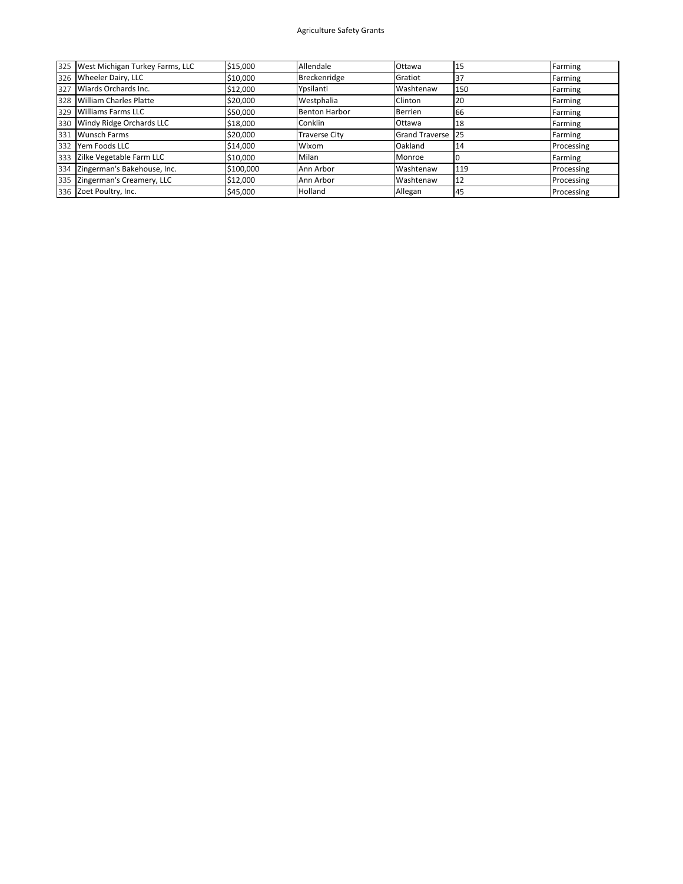| | | | | | | |
|---|---|---|---|---|---|---|
| 325 | West Michigan Turkey Farms, LLC | $15,000 | Allendale | Ottawa | 15 | Farming |
| 326 | Wheeler Dairy, LLC | $10,000 | Breckenridge | Gratiot | 37 | Farming |
| 327 | Wiards Orchards Inc. | $12,000 | Ypsilanti | Washtenaw | 150 | Farming |
| 328 | William Charles Platte | $20,000 | Westphalia | Clinton | 20 | Farming |
| 329 | Williams Farms LLC | $50,000 | Benton Harbor | Berrien | 66 | Farming |
| 330 | Windy Ridge Orchards LLC | $18,000 | Conklin | Ottawa | 18 | Farming |
| 331 | Wunsch Farms | $20,000 | Traverse City | Grand Traverse | 25 | Farming |
| 332 | Yem Foods LLC | $14,000 | Wixom | Oakland | 14 | Processing |
| 333 | Zilke Vegetable Farm LLC | $10,000 | Milan | Monroe | 0 | Farming |
| 334 | Zingerman's Bakehouse, Inc. | $100,000 | Ann Arbor | Washtenaw | 119 | Processing |
| 335 | Zingerman's Creamery, LLC | $12,000 | Ann Arbor | Washtenaw | 12 | Processing |
| 336 | Zoet Poultry, Inc. | $45,000 | Holland | Allegan | 45 | Processing |